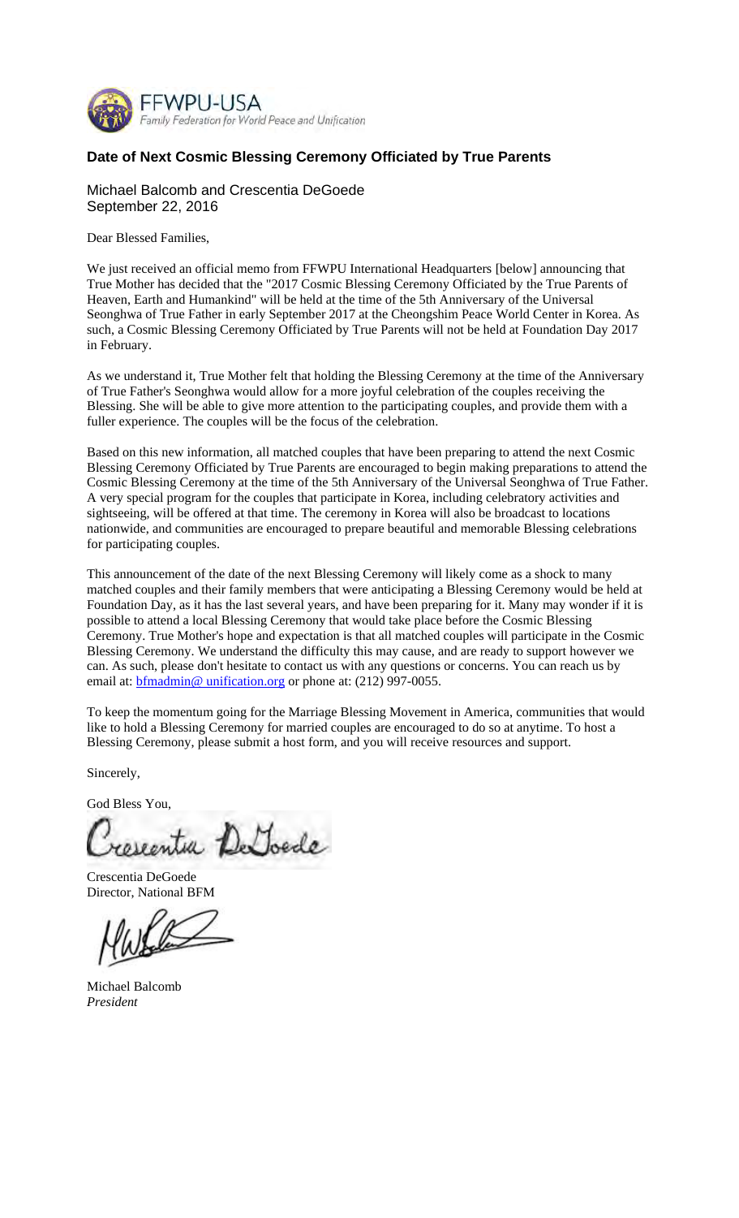FFWPU-USA
*Family Federation for World Peace and Unification*

## Date of Next Cosmic Blessing Ceremony Officiated by True Parents

Michael Balcomb and Crescentia DeGoede
September 22, 2016

Dear Blessed Families,

We just received an official memo from FFWPU International Headquarters [below] announcing that True Mother has decided that the "2017 Cosmic Blessing Ceremony Officiated by the True Parents of Heaven, Earth and Humankind" will be held at the time of the 5th Anniversary of the Universal Seonghwa of True Father in early September 2017 at the Cheongshim Peace World Center in Korea. As such, a Cosmic Blessing Ceremony Officiated by True Parents will not be held at Foundation Day 2017 in February.

As we understand it, True Mother felt that holding the Blessing Ceremony at the time of the Anniversary of True Father's Seonghwa would allow for a more joyful celebration of the couples receiving the Blessing. She will be able to give more attention to the participating couples, and provide them with a fuller experience. The couples will be the focus of the celebration.

Based on this new information, all matched couples that have been preparing to attend the next Cosmic Blessing Ceremony Officiated by True Parents are encouraged to begin making preparations to attend the Cosmic Blessing Ceremony at the time of the 5th Anniversary of the Universal Seonghwa of True Father. A very special program for the couples that participate in Korea, including celebratory activities and sightseeing, will be offered at that time. The ceremony in Korea will also be broadcast to locations nationwide, and communities are encouraged to prepare beautiful and memorable Blessing celebrations for participating couples.

This announcement of the date of the next Blessing Ceremony will likely come as a shock to many matched couples and their family members that were anticipating a Blessing Ceremony would be held at Foundation Day, as it has the last several years, and have been preparing for it. Many may wonder if it is possible to attend a local Blessing Ceremony that would take place before the Cosmic Blessing Ceremony. True Mother's hope and expectation is that all matched couples will participate in the Cosmic Blessing Ceremony. We understand the difficulty this may cause, and are ready to support however we can. As such, please don't hesitate to contact us with any questions or concerns. You can reach us by email at: bfmadmin@ unification.org or phone at: (212) 997-0055.

To keep the momentum going for the Marriage Blessing Movement in America, communities that would like to hold a Blessing Ceremony for married couples are encouraged to do so at anytime. To host a Blessing Ceremony, please submit a host form, and you will receive resources and support.

Sincerely,

God Bless You,

Crescentia DeGoede
Director, National BFM

Michael Balcomb
*President*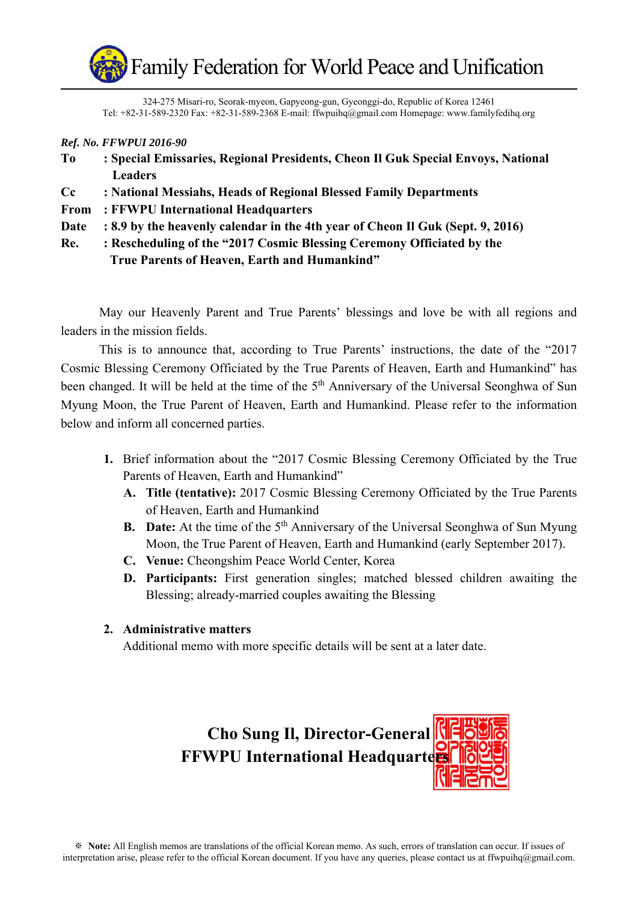# Family Federation for World Peace and Unification

324-275 Misari-ro, Seorak-myeon, Gapyeong-gun, Gyeonggi-do, Republic of Korea 12461
Tel: +82-31-589-2320 Fax: +82-31-589-2368 E-mail: ffwpuihq@gmail.com Homepage: www.familyfedihq.org

***Ref. No. FFWPUI 2016-90***

**To : Special Emissaries, Regional Presidents, Cheon Il Guk Special Envoys, National Leaders**

**Cc : National Messiahs, Heads of Regional Blessed Family Departments**

**From : FFWPU International Headquarters**

**Date : 8.9 by the heavenly calendar in the 4th year of Cheon Il Guk (Sept. 9, 2016)**

**Re. : Rescheduling of the "2017 Cosmic Blessing Ceremony Officiated by the True Parents of Heaven, Earth and Humankind"**

May our Heavenly Parent and True Parents' blessings and love be with all regions and leaders in the mission fields.

This is to announce that, according to True Parents' instructions, the date of the "2017 Cosmic Blessing Ceremony Officiated by the True Parents of Heaven, Earth and Humankind" has been changed. It will be held at the time of the 5th Anniversary of the Universal Seonghwa of Sun Myung Moon, the True Parent of Heaven, Earth and Humankind. Please refer to the information below and inform all concerned parties.

1. Brief information about the "2017 Cosmic Blessing Ceremony Officiated by the True Parents of Heaven, Earth and Humankind"
   - A. **Title (tentative):** 2017 Cosmic Blessing Ceremony Officiated by the True Parents of Heaven, Earth and Humankind
   - B. **Date:** At the time of the 5th Anniversary of the Universal Seonghwa of Sun Myung Moon, the True Parent of Heaven, Earth and Humankind (early September 2017).
   - C. **Venue:** Cheongshim Peace World Center, Korea
   - D. **Participants:** First generation singles; matched blessed children awaiting the Blessing; already-married couples awaiting the Blessing

2. **Administrative matters**

   Additional memo with more specific details will be sent at a later date.

**Cho Sung Il, Director-General**
**FFWPU International Headquarters**

※ **Note:** All English memos are translations of the official Korean memo. As such, errors of translation can occur. If issues of interpretation arise, please refer to the official Korean document. If you have any queries, please contact us at ffwpuihq@gmail.com.